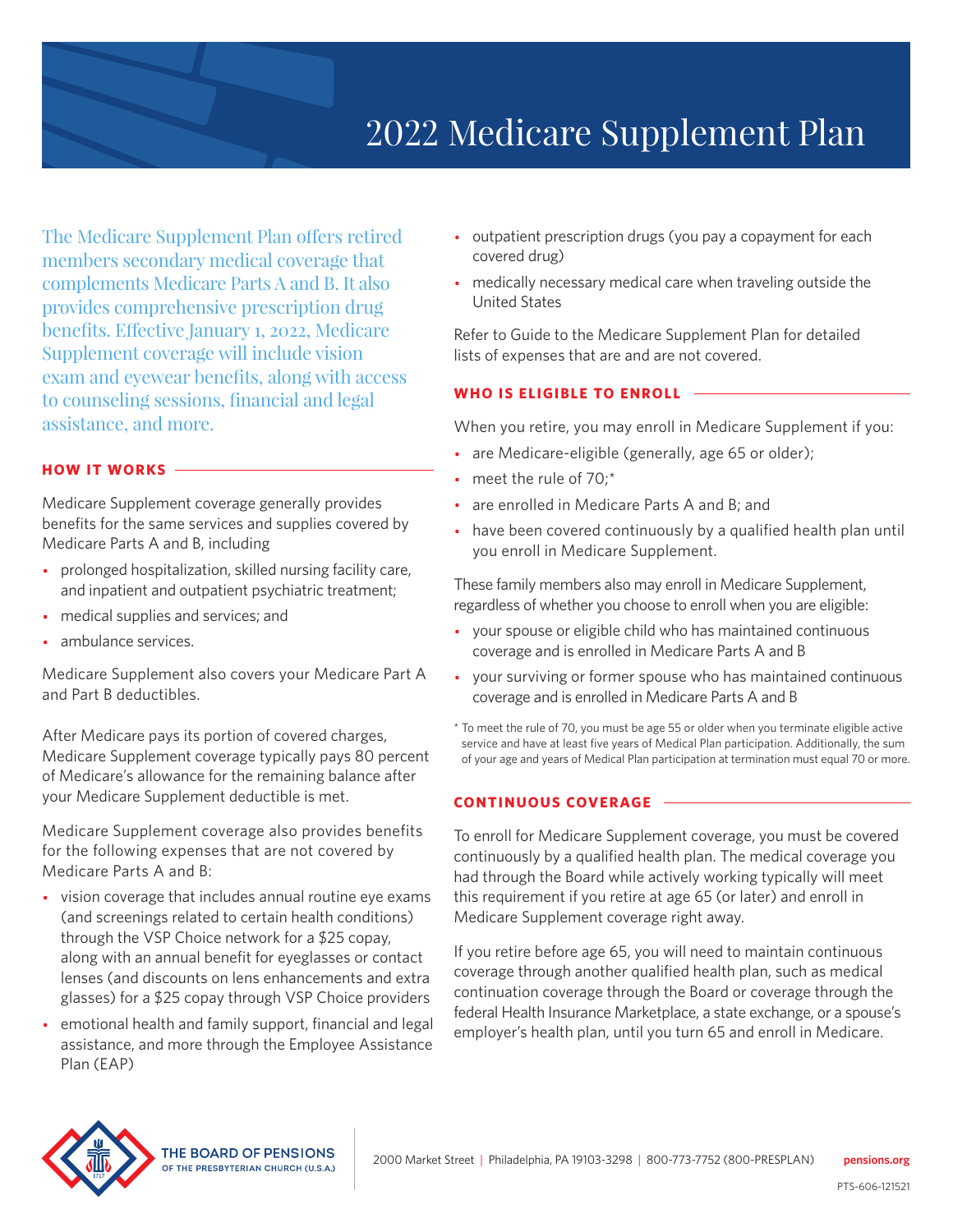# 2022 Medicare Supplement Plan

The Medicare Supplement Plan offers retired members secondary medical coverage that complements Medicare Parts A and B. It also provides comprehensive prescription drug benefits. Effective January 1, 2022, Medicare Supplement coverage will include vision exam and eyewear benefits, along with access to counseling sessions, financial and legal assistance, and more.

## HOW IT WORKS

Medicare Supplement coverage generally provides benefits for the same services and supplies covered by Medicare Parts A and B, including

- prolonged hospitalization, skilled nursing facility care, and inpatient and outpatient psychiatric treatment;
- medical supplies and services; and
- ambulance services.

Medicare Supplement also covers your Medicare Part A and Part B deductibles.

After Medicare pays its portion of covered charges, Medicare Supplement coverage typically pays 80 percent of Medicare's allowance for the remaining balance after your Medicare Supplement deductible is met.

Medicare Supplement coverage also provides benefits for the following expenses that are not covered by Medicare Parts A and B:

- vision coverage that includes annual routine eye exams (and screenings related to certain health conditions) through the VSP Choice network for a $25 copay, along with an annual benefit for eyeglasses or contact lenses (and discounts on lens enhancements and extra glasses) for a $25 copay through VSP Choice providers
- emotional health and family support, financial and legal assistance, and more through the Employee Assistance Plan (EAP)
- outpatient prescription drugs (you pay a copayment for each covered drug)
- medically necessary medical care when traveling outside the United States

Refer to Guide to the Medicare Supplement Plan for detailed lists of expenses that are and are not covered.

## WHO IS ELIGIBLE TO ENROLL

When you retire, you may enroll in Medicare Supplement if you:

- are Medicare-eligible (generally, age 65 or older);
- meet the rule of 70;*
- are enrolled in Medicare Parts A and B; and
- have been covered continuously by a qualified health plan until you enroll in Medicare Supplement.

These family members also may enroll in Medicare Supplement, regardless of whether you choose to enroll when you are eligible:

- your spouse or eligible child who has maintained continuous coverage and is enrolled in Medicare Parts A and B
- your surviving or former spouse who has maintained continuous coverage and is enrolled in Medicare Parts A and B

* To meet the rule of 70, you must be age 55 or older when you terminate eligible active service and have at least five years of Medical Plan participation. Additionally, the sum of your age and years of Medical Plan participation at termination must equal 70 or more.

## CONTINUOUS COVERAGE

To enroll for Medicare Supplement coverage, you must be covered continuously by a qualified health plan. The medical coverage you had through the Board while actively working typically will meet this requirement if you retire at age 65 (or later) and enroll in Medicare Supplement coverage right away.

If you retire before age 65, you will need to maintain continuous coverage through another qualified health plan, such as medical continuation coverage through the Board or coverage through the federal Health Insurance Marketplace, a state exchange, or a spouse's employer's health plan, until you turn 65 and enroll in Medicare.

THE BOARD OF PENSIONS OF THE PRESBYTERIAN CHURCH (U.S.A.)

2000 Market Street | Philadelphia, PA 19103-3298 | 800-773-7752 (800-PRESPLAN) pensions.org

PTS-606-121521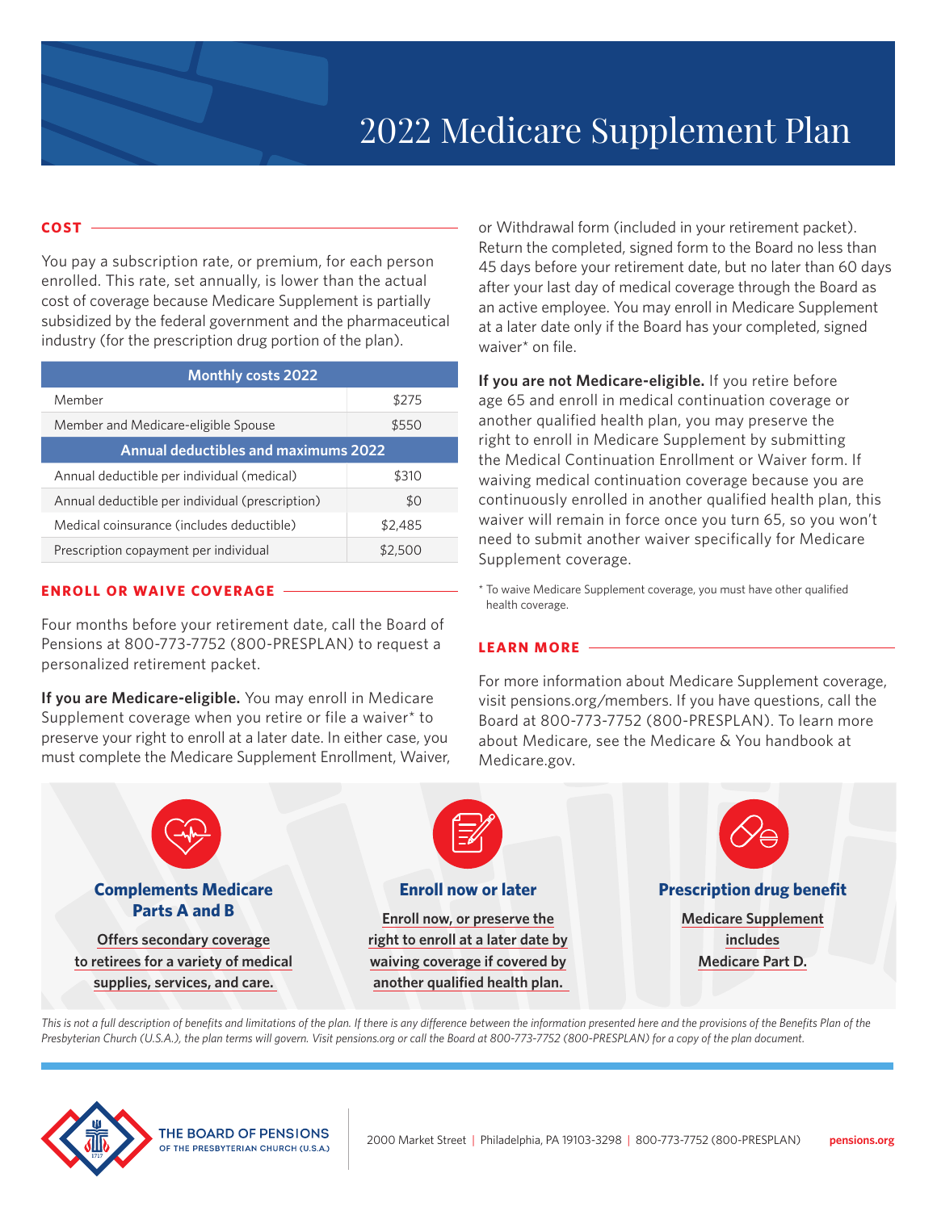# 2022 Medicare Supplement Plan

## COST

You pay a subscription rate, or premium, for each person enrolled. This rate, set annually, is lower than the actual cost of coverage because Medicare Supplement is partially subsidized by the federal government and the pharmaceutical industry (for the prescription drug portion of the plan).

| Monthly costs 2022 | |
|---|---|
| Member | $275 |
| Member and Medicare-eligible Spouse | $550 |
| **Annual deductibles and maximums 2022** | |
| Annual deductible per individual (medical) | $310 |
| Annual deductible per individual (prescription) | $0 |
| Medical coinsurance (includes deductible) | $2,485 |
| Prescription copayment per individual | $2,500 |

## ENROLL OR WAIVE COVERAGE

Four months before your retirement date, call the Board of Pensions at 800-773-7752 (800-PRESPLAN) to request a personalized retirement packet.

**If you are Medicare-eligible.** You may enroll in Medicare Supplement coverage when you retire or file a waiver* to preserve your right to enroll at a later date. In either case, you must complete the Medicare Supplement Enrollment, Waiver, or Withdrawal form (included in your retirement packet). Return the completed, signed form to the Board no less than 45 days before your retirement date, but no later than 60 days after your last day of medical coverage through the Board as an active employee. You may enroll in Medicare Supplement at a later date only if the Board has your completed, signed waiver* on file.

**If you are not Medicare-eligible.** If you retire before age 65 and enroll in medical continuation coverage or another qualified health plan, you may preserve the right to enroll in Medicare Supplement by submitting the Medical Continuation Enrollment or Waiver form. If waiving medical continuation coverage because you are continuously enrolled in another qualified health plan, this waiver will remain in force once you turn 65, so you won't need to submit another waiver specifically for Medicare Supplement coverage.

\* To waive Medicare Supplement coverage, you must have other qualified health coverage.

## LEARN MORE

For more information about Medicare Supplement coverage, visit pensions.org/members. If you have questions, call the Board at 800-773-7752 (800-PRESPLAN). To learn more about Medicare, see the Medicare & You handbook at Medicare.gov.

### Complements Medicare Parts A and B

Offers secondary coverage to retirees for a variety of medical supplies, services, and care.

### Enroll now or later

Enroll now, or preserve the right to enroll at a later date by waiving coverage if covered by another qualified health plan.

### Prescription drug benefit

Medicare Supplement includes Medicare Part D.

*This is not a full description of benefits and limitations of the plan. If there is any difference between the information presented here and the provisions of the Benefits Plan of the Presbyterian Church (U.S.A.), the plan terms will govern. Visit pensions.org or call the Board at 800-773-7752 (800-PRESPLAN) for a copy of the plan document.*

THE BOARD OF PENSIONS OF THE PRESBYTERIAN CHURCH (U.S.A.)

2000 Market Street | Philadelphia, PA 19103-3298 | 800-773-7752 (800-PRESPLAN) pensions.org